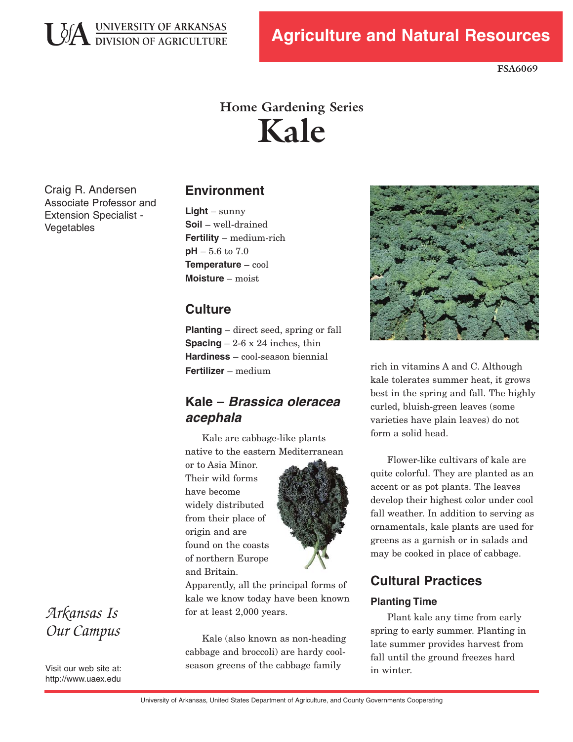University of Arkansas Division of Agriculture

**Agriculture and Natural Resources**

FSA6069

## Home Gardening Series

# Kale

Craig R. Andersen
Associate Professor and Extension Specialist - Vegetables

## Environment

**Light** – sunny
**Soil** – well-drained
**Fertility** – medium-rich
**pH** – 5.6 to 7.0
**Temperature** – cool
**Moisture** – moist

## Culture

**Planting** – direct seed, spring or fall
**Spacing** – 2-6 x 24 inches, thin
**Hardiness** – cool-season biennial
**Fertilizer** – medium

## Kale – *Brassica oleracea acephala*

Kale are cabbage-like plants native to the eastern Mediterranean or to Asia Minor. Their wild forms have become widely distributed from their place of origin and are found on the coasts of northern Europe and Britain. Apparently, all the principal forms of kale we know today have been known for at least 2,000 years.

Kale (also known as non-heading cabbage and broccoli) are hardy cool-season greens of the cabbage family rich in vitamins A and C. Although kale tolerates summer heat, it grows best in the spring and fall. The highly curled, bluish-green leaves (some varieties have plain leaves) do not form a solid head.

Flower-like cultivars of kale are quite colorful. They are planted as an accent or as pot plants. The leaves develop their highest color under cool fall weather. In addition to serving as ornamentals, kale plants are used for greens as a garnish or in salads and may be cooked in place of cabbage.

## Cultural Practices

### Planting Time

Plant kale any time from early spring to early summer. Planting in late summer provides harvest from fall until the ground freezes hard in winter.

*Arkansas Is Our Campus*

Visit our web site at: http://www.uaex.edu

University of Arkansas, United States Department of Agriculture, and County Governments Cooperating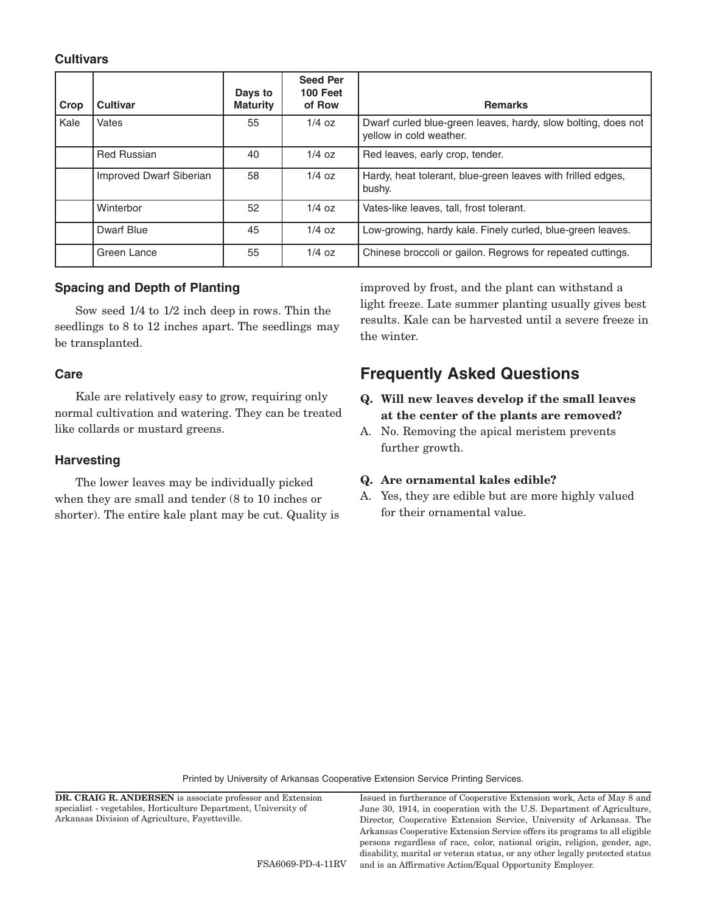### Cultivars

| Crop | Cultivar | Days to Maturity | Seed Per 100 Feet of Row | Remarks |
|---|---|---|---|---|
| Kale | Vates | 55 | 1/4 oz | Dwarf curled blue-green leaves, hardy, slow bolting, does not yellow in cold weather. |
| | Red Russian | 40 | 1/4 oz | Red leaves, early crop, tender. |
| | Improved Dwarf Siberian | 58 | 1/4 oz | Hardy, heat tolerant, blue-green leaves with frilled edges, bushy. |
| | Winterbor | 52 | 1/4 oz | Vates-like leaves, tall, frost tolerant. |
| | Dwarf Blue | 45 | 1/4 oz | Low-growing, hardy kale. Finely curled, blue-green leaves. |
| | Green Lance | 55 | 1/4 oz | Chinese broccoli or gailon. Regrows for repeated cuttings. |

### Spacing and Depth of Planting

Sow seed 1/4 to 1/2 inch deep in rows. Thin the seedlings to 8 to 12 inches apart. The seedlings may be transplanted.

### Care

Kale are relatively easy to grow, requiring only normal cultivation and watering. They can be treated like collards or mustard greens.

### Harvesting

The lower leaves may be individually picked when they are small and tender (8 to 10 inches or shorter). The entire kale plant may be cut. Quality is improved by frost, and the plant can withstand a light freeze. Late summer planting usually gives best results. Kale can be harvested until a severe freeze in the winter.

## Frequently Asked Questions

**Q. Will new leaves develop if the small leaves at the center of the plants are removed?**

A. No. Removing the apical meristem prevents further growth.

**Q. Are ornamental kales edible?**

A. Yes, they are edible but are more highly valued for their ornamental value.

Printed by University of Arkansas Cooperative Extension Service Printing Services.

**DR. CRAIG R. ANDERSEN** is associate professor and Extension specialist - vegetables, Horticulture Department, University of Arkansas Division of Agriculture, Fayetteville.

FSA6069-PD-4-11RV

Issued in furtherance of Cooperative Extension work, Acts of May 8 and June 30, 1914, in cooperation with the U.S. Department of Agriculture, Director, Cooperative Extension Service, University of Arkansas. The Arkansas Cooperative Extension Service offers its programs to all eligible persons regardless of race, color, national origin, religion, gender, age, disability, marital or veteran status, or any other legally protected status and is an Affirmative Action/Equal Opportunity Employer.